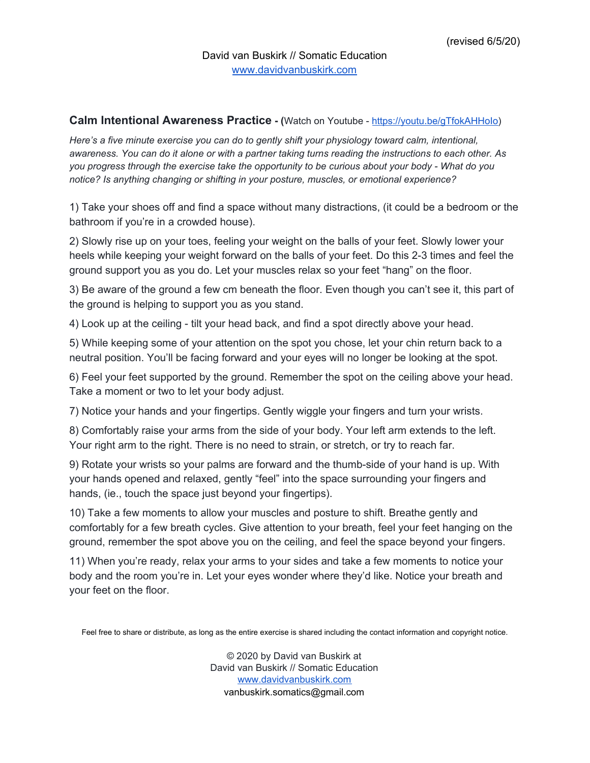(revised 6/5/20)

David van Buskirk // Somatic Education
www.davidvanbuskirk.com

## Calm Intentional Awareness Practice - (Watch on Youtube - https://youtu.be/gTfokAHHoIo)

*Here's a five minute exercise you can do to gently shift your physiology toward calm, intentional, awareness. You can do it alone or with a partner taking turns reading the instructions to each other. As you progress through the exercise take the opportunity to be curious about your body - What do you notice? Is anything changing or shifting in your posture, muscles, or emotional experience?*

1) Take your shoes off and find a space without many distractions, (it could be a bedroom or the bathroom if you're in a crowded house).

2) Slowly rise up on your toes, feeling your weight on the balls of your feet. Slowly lower your heels while keeping your weight forward on the balls of your feet. Do this 2-3 times and feel the ground support you as you do. Let your muscles relax so your feet "hang" on the floor.

3) Be aware of the ground a few cm beneath the floor. Even though you can't see it, this part of the ground is helping to support you as you stand.

4) Look up at the ceiling - tilt your head back, and find a spot directly above your head.

5) While keeping some of your attention on the spot you chose, let your chin return back to a neutral position. You'll be facing forward and your eyes will no longer be looking at the spot.

6) Feel your feet supported by the ground. Remember the spot on the ceiling above your head. Take a moment or two to let your body adjust.

7) Notice your hands and your fingertips. Gently wiggle your fingers and turn your wrists.

8) Comfortably raise your arms from the side of your body. Your left arm extends to the left. Your right arm to the right. There is no need to strain, or stretch, or try to reach far.

9) Rotate your wrists so your palms are forward and the thumb-side of your hand is up. With your hands opened and relaxed, gently "feel" into the space surrounding your fingers and hands, (ie., touch the space just beyond your fingertips).

10) Take a few moments to allow your muscles and posture to shift. Breathe gently and comfortably for a few breath cycles. Give attention to your breath, feel your feet hanging on the ground, remember the spot above you on the ceiling, and feel the space beyond your fingers.

11) When you're ready, relax your arms to your sides and take a few moments to notice your body and the room you're in. Let your eyes wonder where they'd like. Notice your breath and your feet on the floor.

Feel free to share or distribute, as long as the entire exercise is shared including the contact information and copyright notice.

© 2020 by David van Buskirk at
David van Buskirk // Somatic Education
www.davidvanbuskirk.com
vanbuskirk.somatics@gmail.com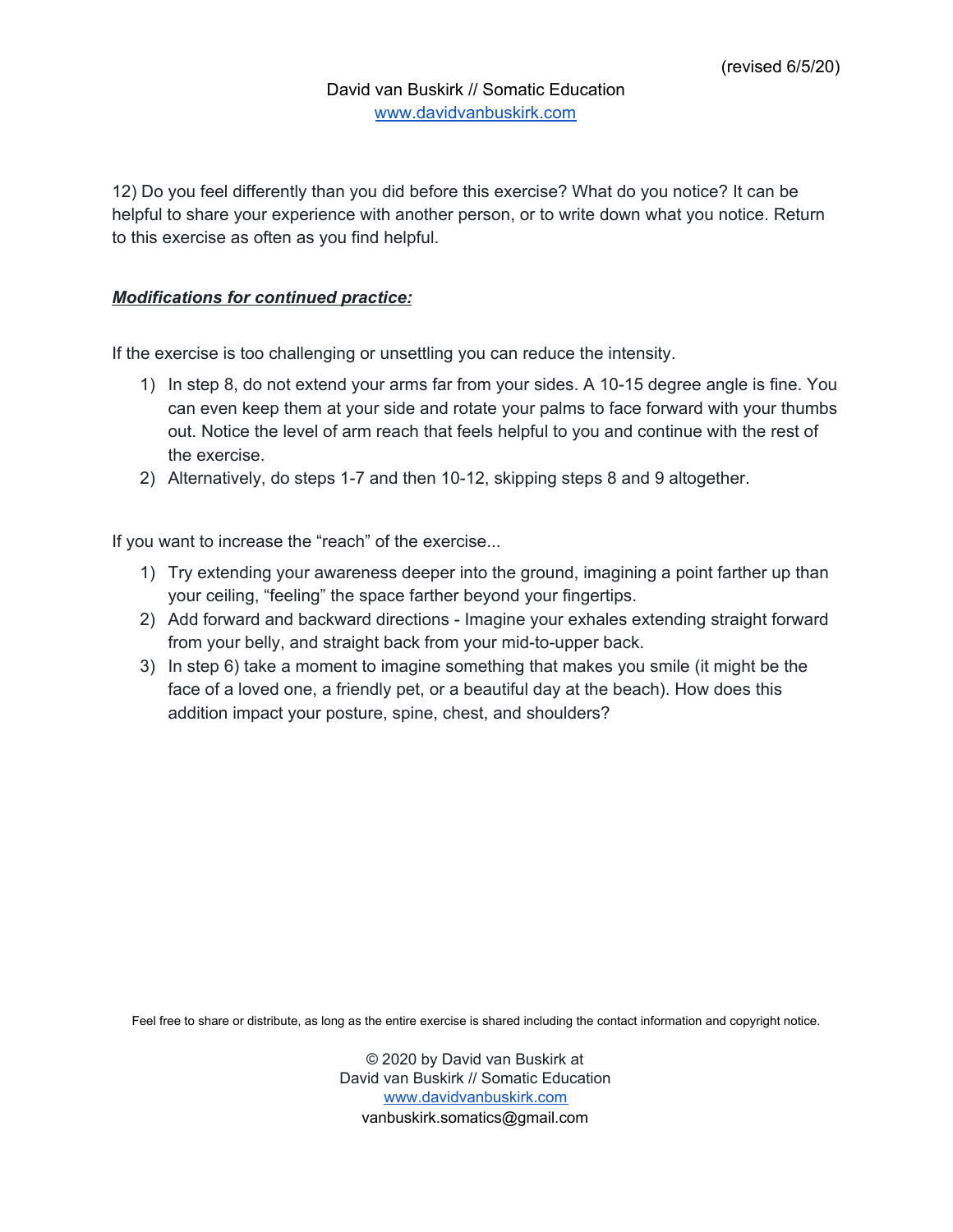12) Do you feel differently than you did before this exercise? What do you notice? It can be helpful to share your experience with another person, or to write down what you notice. Return to this exercise as often as you find helpful.

***<u>Modifications for continued practice:</u>***

If the exercise is too challenging or unsettling you can reduce the intensity.

1) In step 8, do not extend your arms far from your sides. A 10-15 degree angle is fine. You can even keep them at your side and rotate your palms to face forward with your thumbs out. Notice the level of arm reach that feels helpful to you and continue with the rest of the exercise.
2) Alternatively, do steps 1-7 and then 10-12, skipping steps 8 and 9 altogether.

If you want to increase the "reach" of the exercise...

1) Try extending your awareness deeper into the ground, imagining a point farther up than your ceiling, "feeling" the space farther beyond your fingertips.
2) Add forward and backward directions - Imagine your exhales extending straight forward from your belly, and straight back from your mid-to-upper back.
3) In step 6) take a moment to imagine something that makes you smile (it might be the face of a loved one, a friendly pet, or a beautiful day at the beach). How does this addition impact your posture, spine, chest, and shoulders?

Feel free to share or distribute, as long as the entire exercise is shared including the contact information and copyright notice.

© 2020 by David van Buskirk at
David van Buskirk // Somatic Education
www.davidvanbuskirk.com
vanbuskirk.somatics@gmail.com